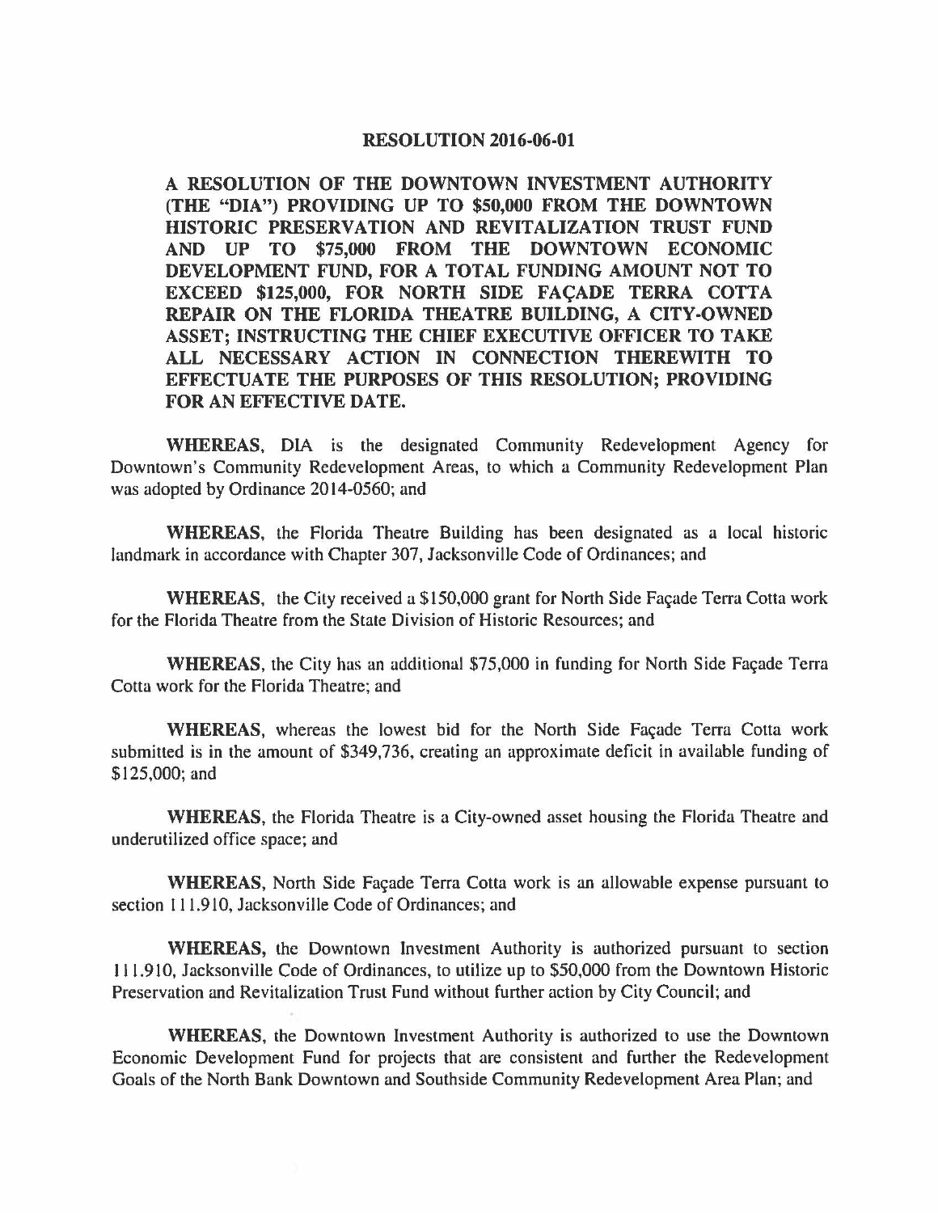# RESOLUTION 2016-06-01

**A RESOLUTION OF THE DOWNTOWN INVESTMENT AUTHORITY (THE "DIA") PROVIDING UP TO $50,000 FROM THE DOWNTOWN HISTORIC PRESERVATION AND REVITALIZATION TRUST FUND AND UP TO $75,000 FROM THE DOWNTOWN ECONOMIC DEVELOPMENT FUND, FOR A TOTAL FUNDING AMOUNT NOT TO EXCEED $125,000, FOR NORTH SIDE FAÇADE TERRA COTTA REPAIR ON THE FLORIDA THEATRE BUILDING, A CITY-OWNED ASSET; INSTRUCTING THE CHIEF EXECUTIVE OFFICER TO TAKE ALL NECESSARY ACTION IN CONNECTION THEREWITH TO EFFECTUATE THE PURPOSES OF THIS RESOLUTION; PROVIDING FOR AN EFFECTIVE DATE.**

**WHEREAS**, DIA is the designated Community Redevelopment Agency for Downtown's Community Redevelopment Areas, to which a Community Redevelopment Plan was adopted by Ordinance 2014-0560; and

**WHEREAS**, the Florida Theatre Building has been designated as a local historic landmark in accordance with Chapter 307, Jacksonville Code of Ordinances; and

**WHEREAS**, the City received a $150,000 grant for North Side Façade Terra Cotta work for the Florida Theatre from the State Division of Historic Resources; and

**WHEREAS**, the City has an additional $75,000 in funding for North Side Façade Terra Cotta work for the Florida Theatre; and

**WHEREAS**, whereas the lowest bid for the North Side Façade Terra Cotta work submitted is in the amount of $349,736, creating an approximate deficit in available funding of $125,000; and

**WHEREAS**, the Florida Theatre is a City-owned asset housing the Florida Theatre and underutilized office space; and

**WHEREAS**, North Side Façade Terra Cotta work is an allowable expense pursuant to section 111.910, Jacksonville Code of Ordinances; and

**WHEREAS,** the Downtown Investment Authority is authorized pursuant to section 111.910, Jacksonville Code of Ordinances, to utilize up to $50,000 from the Downtown Historic Preservation and Revitalization Trust Fund without further action by City Council; and

**WHEREAS**, the Downtown Investment Authority is authorized to use the Downtown Economic Development Fund for projects that are consistent and further the Redevelopment Goals of the North Bank Downtown and Southside Community Redevelopment Area Plan; and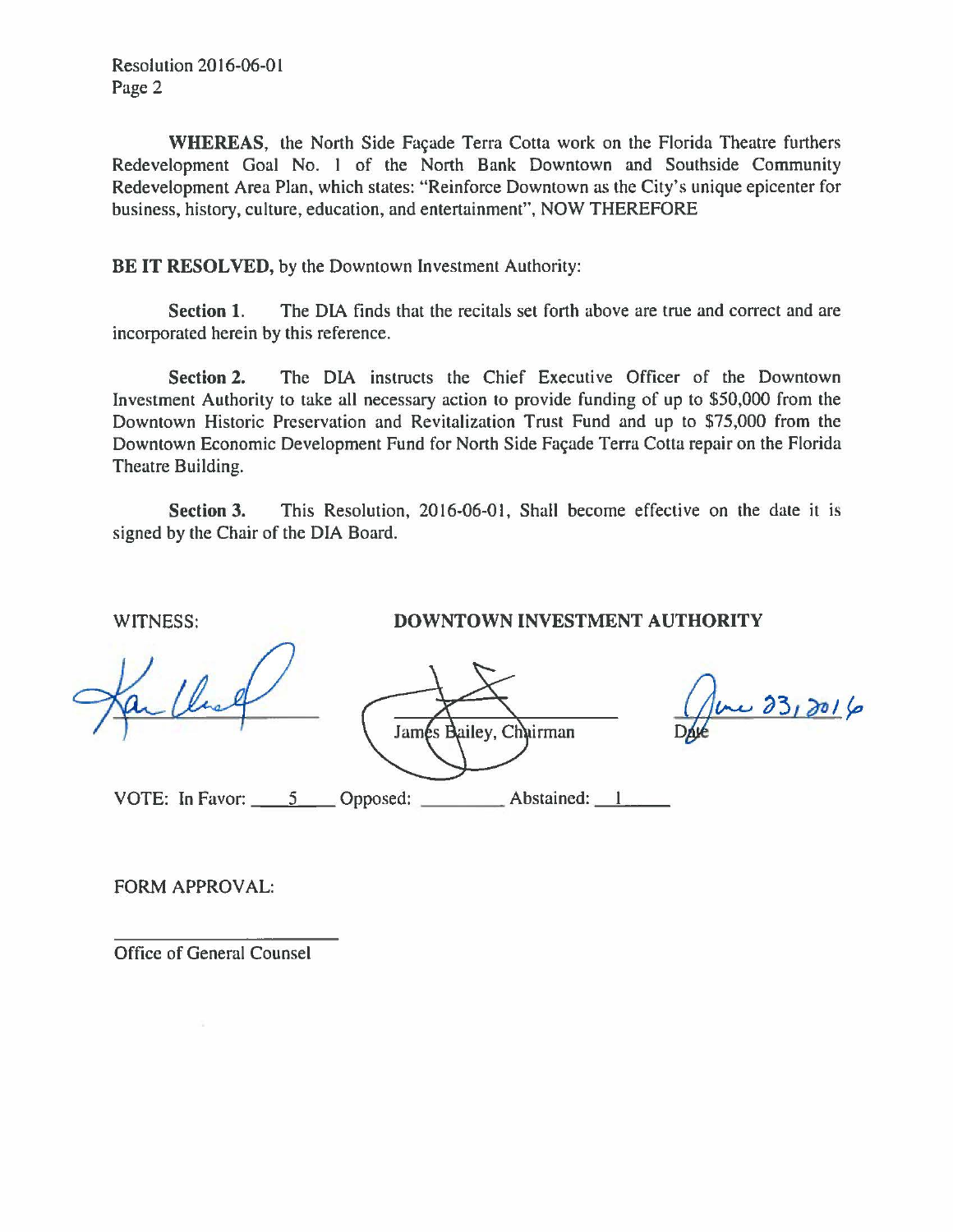Resolution 2016-06-01
Page 2

**WHEREAS**, the North Side Façade Terra Cotta work on the Florida Theatre furthers Redevelopment Goal No. 1 of the North Bank Downtown and Southside Community Redevelopment Area Plan, which states: "Reinforce Downtown as the City's unique epicenter for business, history, culture, education, and entertainment", NOW THEREFORE

**BE IT RESOLVED,** by the Downtown Investment Authority:

**Section 1.** The DIA finds that the recitals set forth above are true and correct and are incorporated herein by this reference.

**Section 2.** The DIA instructs the Chief Executive Officer of the Downtown Investment Authority to take all necessary action to provide funding of up to $50,000 from the Downtown Historic Preservation and Revitalization Trust Fund and up to $75,000 from the Downtown Economic Development Fund for North Side Façade Terra Cotta repair on the Florida Theatre Building.

**Section 3.** This Resolution, 2016-06-01, Shall become effective on the date it is signed by the Chair of the DIA Board.

WITNESS: **DOWNTOWN INVESTMENT AUTHORITY**

James Bailey, Chairman

Date: June 23, 2016

VOTE: In Favor: 5 Opposed: ____ Abstained: 1

FORM APPROVAL:

Office of General Counsel